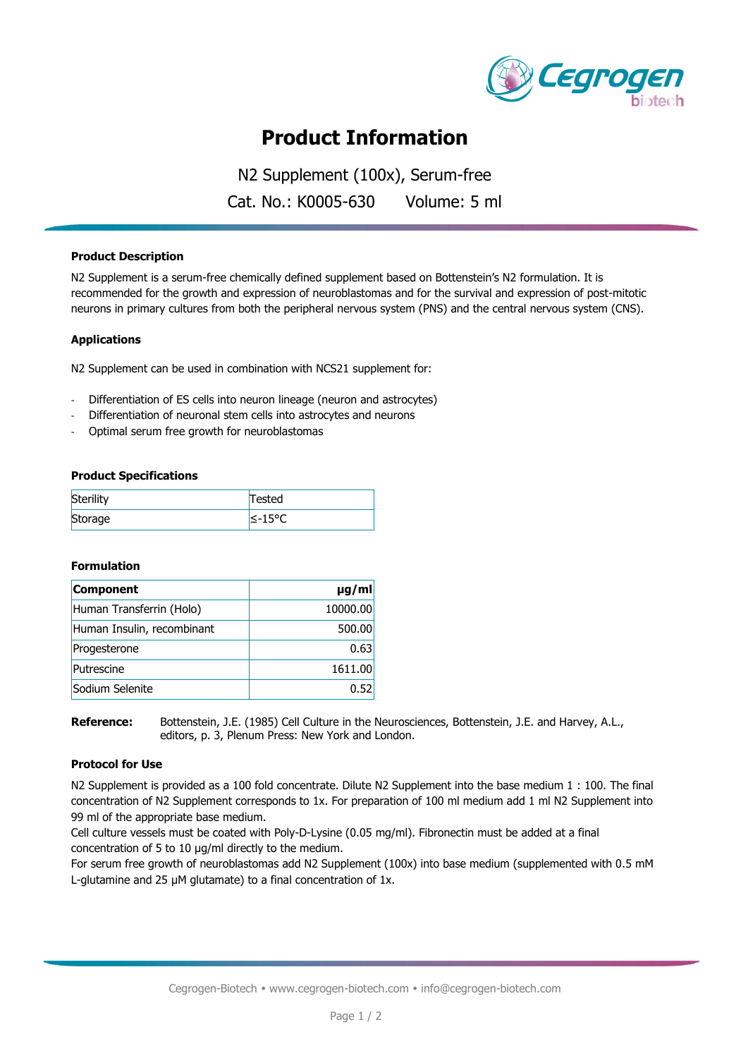# Product Information

N2 Supplement (100x), Serum-free

Cat. No.: K0005-630    Volume: 5 ml

### Product Description

N2 Supplement is a serum-free chemically defined supplement based on Bottenstein's N2 formulation. It is recommended for the growth and expression of neuroblastomas and for the survival and expression of post-mitotic neurons in primary cultures from both the peripheral nervous system (PNS) and the central nervous system (CNS).

### Applications

N2 Supplement can be used in combination with NCS21 supplement for:

- Differentiation of ES cells into neuron lineage (neuron and astrocytes)
- Differentiation of neuronal stem cells into astrocytes and neurons
- Optimal serum free growth for neuroblastomas

### Product Specifications

| | |
|---|---|
| Sterility | Tested |
| Storage | ≤-15°C |

### Formulation

| Component | µg/ml |
|---|---:|
| Human Transferrin (Holo) | 10000.00 |
| Human Insulin, recombinant | 500.00 |
| Progesterone | 0.63 |
| Putrescine | 1611.00 |
| Sodium Selenite | 0.52 |

**Reference:** Bottenstein, J.E. (1985) Cell Culture in the Neurosciences, Bottenstein, J.E. and Harvey, A.L., editors, p. 3, Plenum Press: New York and London.

### Protocol for Use

N2 Supplement is provided as a 100 fold concentrate. Dilute N2 Supplement into the base medium 1 : 100. The final concentration of N2 Supplement corresponds to 1x. For preparation of 100 ml medium add 1 ml N2 Supplement into 99 ml of the appropriate base medium.

Cell culture vessels must be coated with Poly-D-Lysine (0.05 mg/ml). Fibronectin must be added at a final concentration of 5 to 10 µg/ml directly to the medium.

For serum free growth of neuroblastomas add N2 Supplement (100x) into base medium (supplemented with 0.5 mM L-glutamine and 25 µM glutamate) to a final concentration of 1x.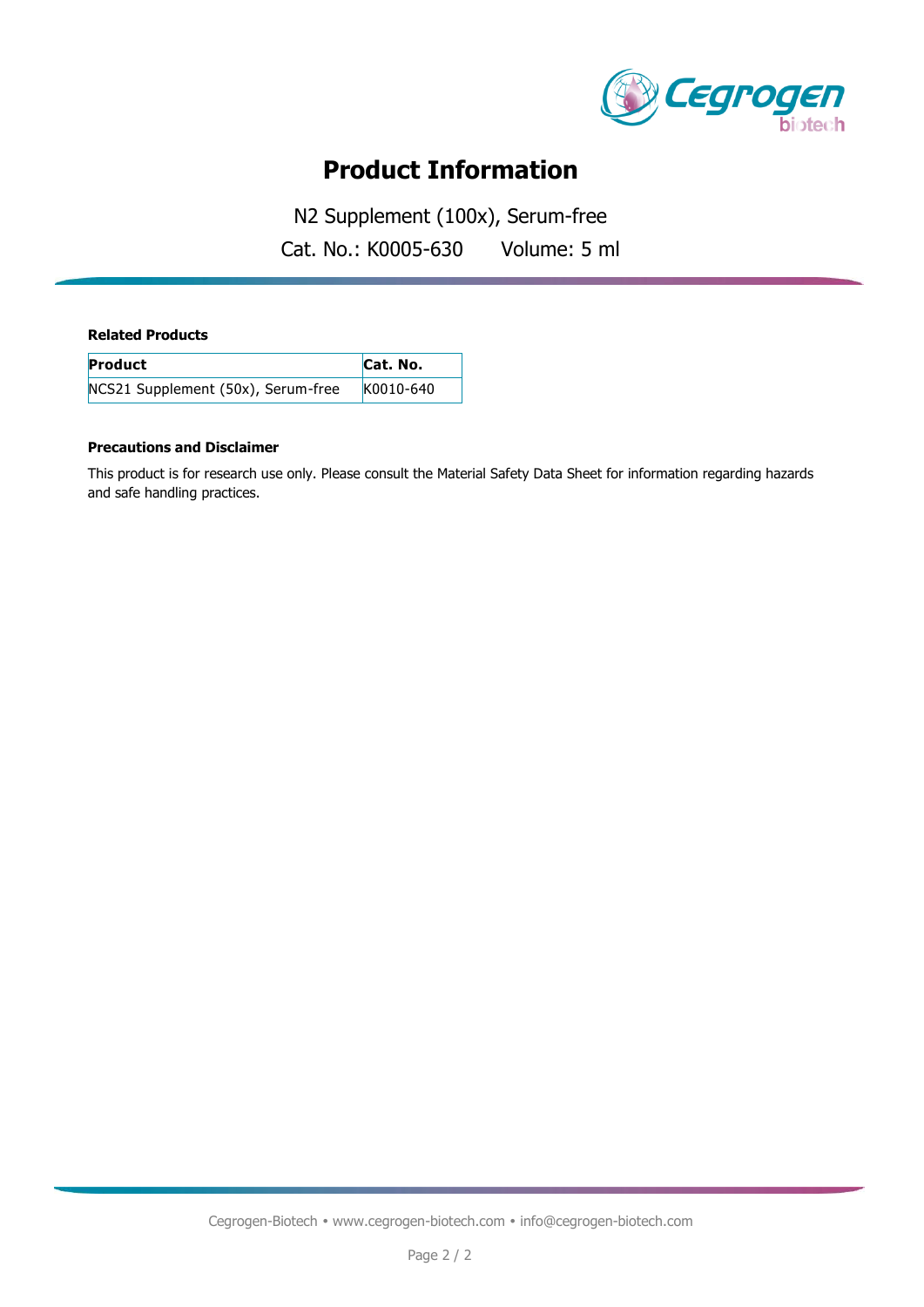# Product Information

N2 Supplement (100x), Serum-free

Cat. No.: K0005-630  Volume: 5 ml

### Related Products

| Product | Cat. No. |
| --- | --- |
| NCS21 Supplement (50x), Serum-free | K0010-640 |

### Precautions and Disclaimer

This product is for research use only. Please consult the Material Safety Data Sheet for information regarding hazards and safe handling practices.